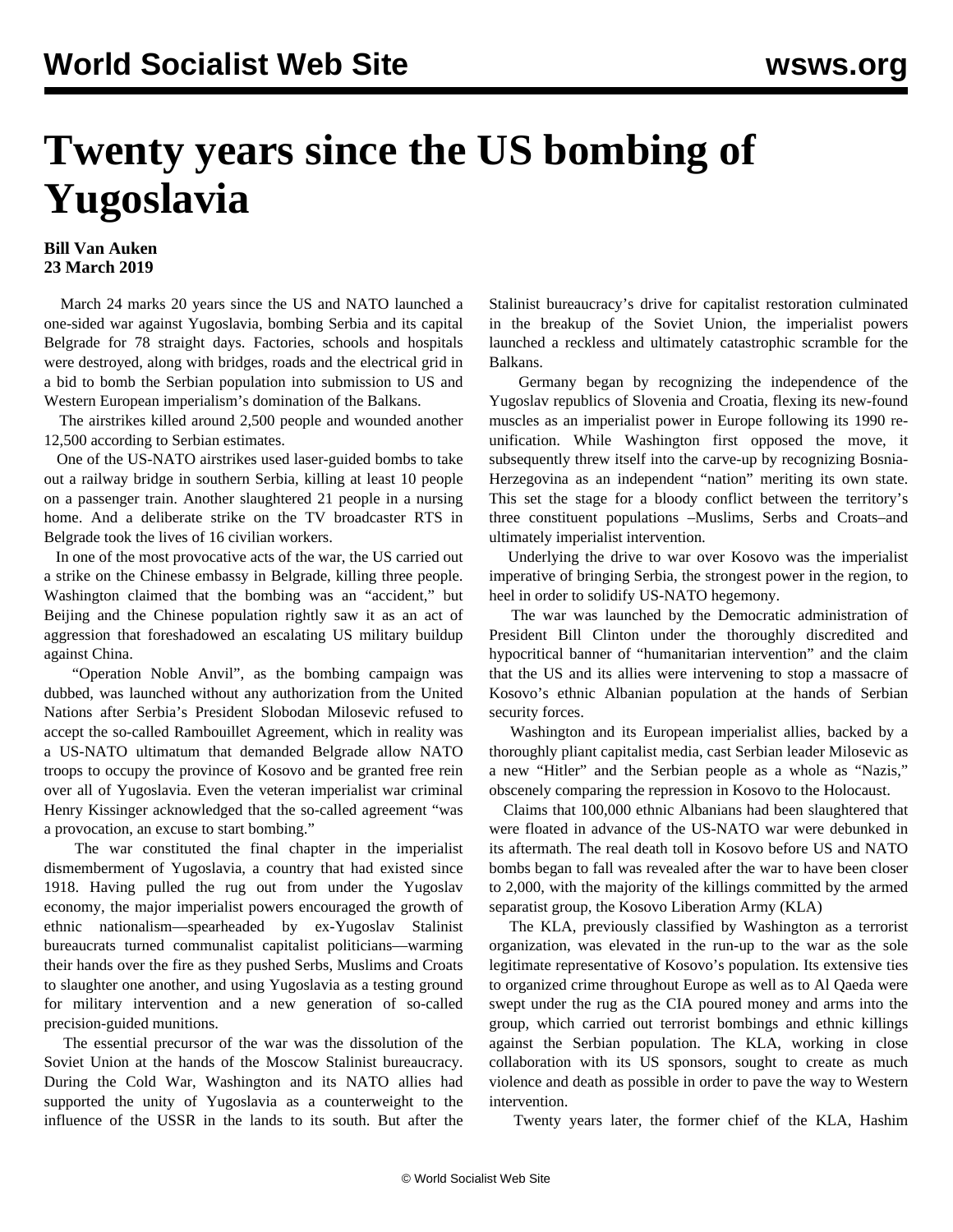# Twenty years since the US bombing of Yugoslavia

**Bill Van Auken**
**23 March 2019**

March 24 marks 20 years since the US and NATO launched a one-sided war against Yugoslavia, bombing Serbia and its capital Belgrade for 78 straight days. Factories, schools and hospitals were destroyed, along with bridges, roads and the electrical grid in a bid to bomb the Serbian population into submission to US and Western European imperialism's domination of the Balkans.

The airstrikes killed around 2,500 people and wounded another 12,500 according to Serbian estimates.

One of the US-NATO airstrikes used laser-guided bombs to take out a railway bridge in southern Serbia, killing at least 10 people on a passenger train. Another slaughtered 21 people in a nursing home. And a deliberate strike on the TV broadcaster RTS in Belgrade took the lives of 16 civilian workers.

In one of the most provocative acts of the war, the US carried out a strike on the Chinese embassy in Belgrade, killing three people. Washington claimed that the bombing was an "accident," but Beijing and the Chinese population rightly saw it as an act of aggression that foreshadowed an escalating US military buildup against China.

"Operation Noble Anvil", as the bombing campaign was dubbed, was launched without any authorization from the United Nations after Serbia's President Slobodan Milosevic refused to accept the so-called Rambouillet Agreement, which in reality was a US-NATO ultimatum that demanded Belgrade allow NATO troops to occupy the province of Kosovo and be granted free rein over all of Yugoslavia. Even the veteran imperialist war criminal Henry Kissinger acknowledged that the so-called agreement "was a provocation, an excuse to start bombing."

The war constituted the final chapter in the imperialist dismemberment of Yugoslavia, a country that had existed since 1918. Having pulled the rug out from under the Yugoslav economy, the major imperialist powers encouraged the growth of ethnic nationalism—spearheaded by ex-Yugoslav Stalinist bureaucrats turned communalist capitalist politicians—warming their hands over the fire as they pushed Serbs, Muslims and Croats to slaughter one another, and using Yugoslavia as a testing ground for military intervention and a new generation of so-called precision-guided munitions.

The essential precursor of the war was the dissolution of the Soviet Union at the hands of the Moscow Stalinist bureaucracy. During the Cold War, Washington and its NATO allies had supported the unity of Yugoslavia as a counterweight to the influence of the USSR in the lands to its south. But after the Stalinist bureaucracy's drive for capitalist restoration culminated in the breakup of the Soviet Union, the imperialist powers launched a reckless and ultimately catastrophic scramble for the Balkans.

Germany began by recognizing the independence of the Yugoslav republics of Slovenia and Croatia, flexing its new-found muscles as an imperialist power in Europe following its 1990 re-unification. While Washington first opposed the move, it subsequently threw itself into the carve-up by recognizing Bosnia-Herzegovina as an independent "nation" meriting its own state. This set the stage for a bloody conflict between the territory's three constituent populations –Muslims, Serbs and Croats–and ultimately imperialist intervention.

Underlying the drive to war over Kosovo was the imperialist imperative of bringing Serbia, the strongest power in the region, to heel in order to solidify US-NATO hegemony.

The war was launched by the Democratic administration of President Bill Clinton under the thoroughly discredited and hypocritical banner of "humanitarian intervention" and the claim that the US and its allies were intervening to stop a massacre of Kosovo's ethnic Albanian population at the hands of Serbian security forces.

Washington and its European imperialist allies, backed by a thoroughly pliant capitalist media, cast Serbian leader Milosevic as a new "Hitler" and the Serbian people as a whole as "Nazis," obscenely comparing the repression in Kosovo to the Holocaust.

Claims that 100,000 ethnic Albanians had been slaughtered that were floated in advance of the US-NATO war were debunked in its aftermath. The real death toll in Kosovo before US and NATO bombs began to fall was revealed after the war to have been closer to 2,000, with the majority of the killings committed by the armed separatist group, the Kosovo Liberation Army (KLA)

The KLA, previously classified by Washington as a terrorist organization, was elevated in the run-up to the war as the sole legitimate representative of Kosovo's population. Its extensive ties to organized crime throughout Europe as well as to Al Qaeda were swept under the rug as the CIA poured money and arms into the group, which carried out terrorist bombings and ethnic killings against the Serbian population. The KLA, working in close collaboration with its US sponsors, sought to create as much violence and death as possible in order to pave the way to Western intervention.

Twenty years later, the former chief of the KLA, Hashim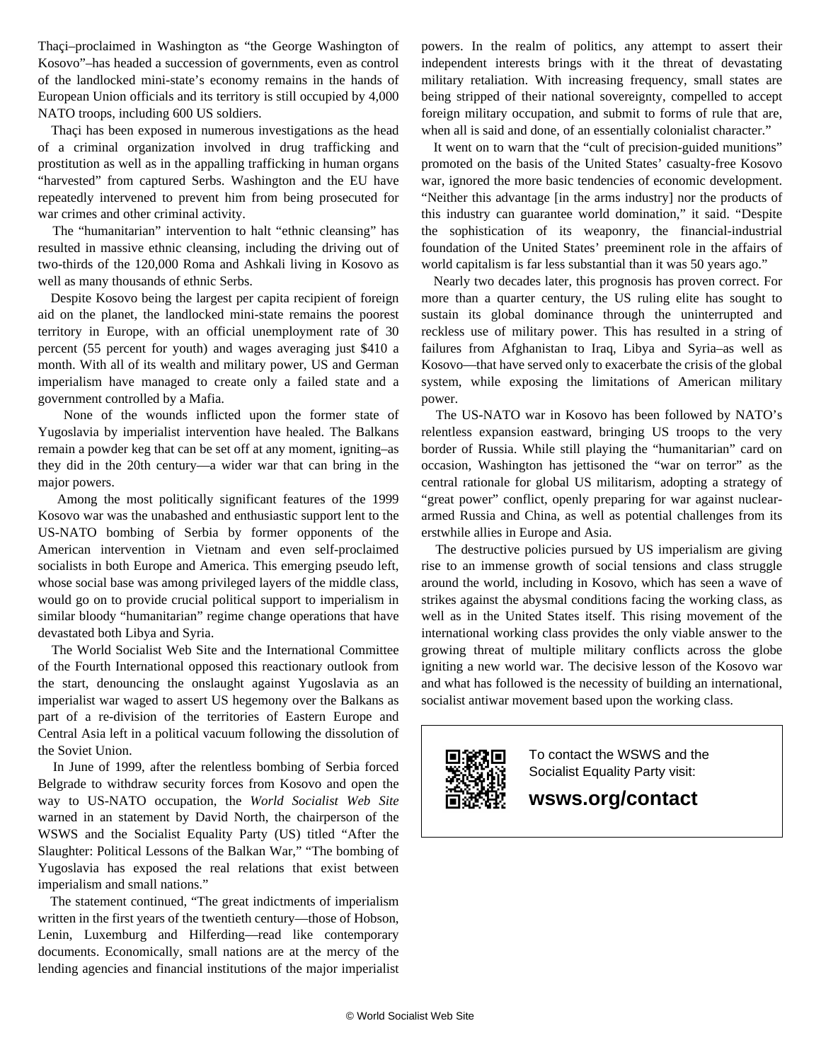Thaçi–proclaimed in Washington as "the George Washington of Kosovo"–has headed a succession of governments, even as control of the landlocked mini-state's economy remains in the hands of European Union officials and its territory is still occupied by 4,000 NATO troops, including 600 US soldiers.

Thaçi has been exposed in numerous investigations as the head of a criminal organization involved in drug trafficking and prostitution as well as in the appalling trafficking in human organs "harvested" from captured Serbs. Washington and the EU have repeatedly intervened to prevent him from being prosecuted for war crimes and other criminal activity.

The "humanitarian" intervention to halt "ethnic cleansing" has resulted in massive ethnic cleansing, including the driving out of two-thirds of the 120,000 Roma and Ashkali living in Kosovo as well as many thousands of ethnic Serbs.

Despite Kosovo being the largest per capita recipient of foreign aid on the planet, the landlocked mini-state remains the poorest territory in Europe, with an official unemployment rate of 30 percent (55 percent for youth) and wages averaging just $410 a month. With all of its wealth and military power, US and German imperialism have managed to create only a failed state and a government controlled by a Mafia.

None of the wounds inflicted upon the former state of Yugoslavia by imperialist intervention have healed. The Balkans remain a powder keg that can be set off at any moment, igniting–as they did in the 20th century—a wider war that can bring in the major powers.

Among the most politically significant features of the 1999 Kosovo war was the unabashed and enthusiastic support lent to the US-NATO bombing of Serbia by former opponents of the American intervention in Vietnam and even self-proclaimed socialists in both Europe and America. This emerging pseudo left, whose social base was among privileged layers of the middle class, would go on to provide crucial political support to imperialism in similar bloody "humanitarian" regime change operations that have devastated both Libya and Syria.

The World Socialist Web Site and the International Committee of the Fourth International opposed this reactionary outlook from the start, denouncing the onslaught against Yugoslavia as an imperialist war waged to assert US hegemony over the Balkans as part of a re-division of the territories of Eastern Europe and Central Asia left in a political vacuum following the dissolution of the Soviet Union.

In June of 1999, after the relentless bombing of Serbia forced Belgrade to withdraw security forces from Kosovo and open the way to US-NATO occupation, the *World Socialist Web Site* warned in an statement by David North, the chairperson of the WSWS and the Socialist Equality Party (US) titled "After the Slaughter: Political Lessons of the Balkan War," "The bombing of Yugoslavia has exposed the real relations that exist between imperialism and small nations."

The statement continued, "The great indictments of imperialism written in the first years of the twentieth century—those of Hobson, Lenin, Luxemburg and Hilferding—read like contemporary documents. Economically, small nations are at the mercy of the lending agencies and financial institutions of the major imperialist powers. In the realm of politics, any attempt to assert their independent interests brings with it the threat of devastating military retaliation. With increasing frequency, small states are being stripped of their national sovereignty, compelled to accept foreign military occupation, and submit to forms of rule that are, when all is said and done, of an essentially colonialist character."

It went on to warn that the "cult of precision-guided munitions" promoted on the basis of the United States' casualty-free Kosovo war, ignored the more basic tendencies of economic development. "Neither this advantage [in the arms industry] nor the products of this industry can guarantee world domination," it said. "Despite the sophistication of its weaponry, the financial-industrial foundation of the United States' preeminent role in the affairs of world capitalism is far less substantial than it was 50 years ago."

Nearly two decades later, this prognosis has proven correct. For more than a quarter century, the US ruling elite has sought to sustain its global dominance through the uninterrupted and reckless use of military power. This has resulted in a string of failures from Afghanistan to Iraq, Libya and Syria–as well as Kosovo—that have served only to exacerbate the crisis of the global system, while exposing the limitations of American military power.

The US-NATO war in Kosovo has been followed by NATO's relentless expansion eastward, bringing US troops to the very border of Russia. While still playing the "humanitarian" card on occasion, Washington has jettisoned the "war on terror" as the central rationale for global US militarism, adopting a strategy of "great power" conflict, openly preparing for war against nuclear-armed Russia and China, as well as potential challenges from its erstwhile allies in Europe and Asia.

The destructive policies pursued by US imperialism are giving rise to an immense growth of social tensions and class struggle around the world, including in Kosovo, which has seen a wave of strikes against the abysmal conditions facing the working class, as well as in the United States itself. This rising movement of the international working class provides the only viable answer to the growing threat of multiple military conflicts across the globe igniting a new world war. The decisive lesson of the Kosovo war and what has followed is the necessity of building an international, socialist antiwar movement based upon the working class.

To contact the WSWS and the Socialist Equality Party visit:

**wsws.org/contact**